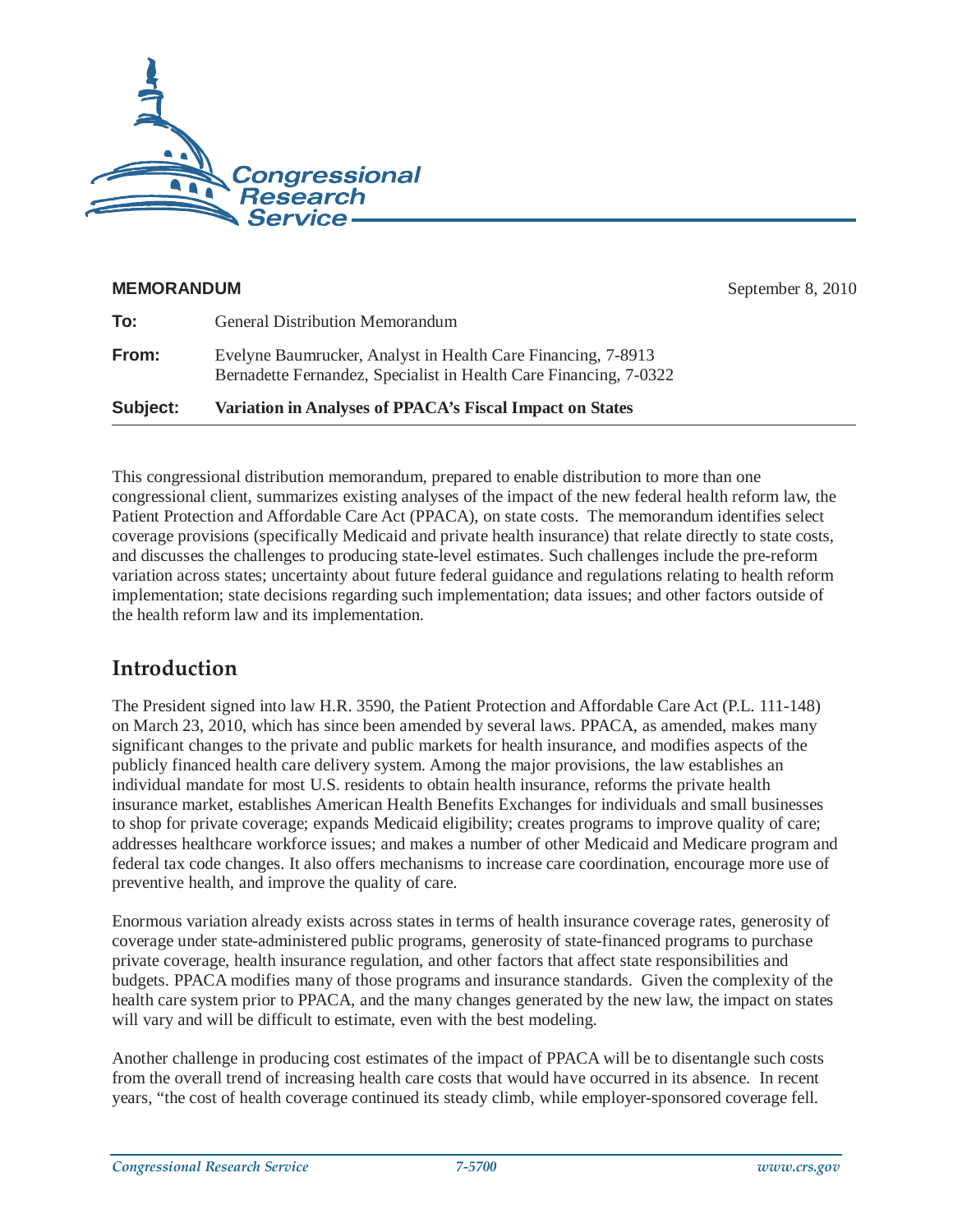**MEMORANDUM** September 8, 2010

**To:** General Distribution Memorandum

**From:** Evelyne Baumrucker, Analyst in Health Care Financing, 7-8913
Bernadette Fernandez, Specialist in Health Care Financing, 7-0322

**Subject:** **Variation in Analyses of PPACA's Fiscal Impact on States**

This congressional distribution memorandum, prepared to enable distribution to more than one congressional client, summarizes existing analyses of the impact of the new federal health reform law, the Patient Protection and Affordable Care Act (PPACA), on state costs. The memorandum identifies select coverage provisions (specifically Medicaid and private health insurance) that relate directly to state costs, and discusses the challenges to producing state-level estimates. Such challenges include the pre-reform variation across states; uncertainty about future federal guidance and regulations relating to health reform implementation; state decisions regarding such implementation; data issues; and other factors outside of the health reform law and its implementation.

## Introduction

The President signed into law H.R. 3590, the Patient Protection and Affordable Care Act (P.L. 111-148) on March 23, 2010, which has since been amended by several laws. PPACA, as amended, makes many significant changes to the private and public markets for health insurance, and modifies aspects of the publicly financed health care delivery system. Among the major provisions, the law establishes an individual mandate for most U.S. residents to obtain health insurance, reforms the private health insurance market, establishes American Health Benefits Exchanges for individuals and small businesses to shop for private coverage; expands Medicaid eligibility; creates programs to improve quality of care; addresses healthcare workforce issues; and makes a number of other Medicaid and Medicare program and federal tax code changes. It also offers mechanisms to increase care coordination, encourage more use of preventive health, and improve the quality of care.

Enormous variation already exists across states in terms of health insurance coverage rates, generosity of coverage under state-administered public programs, generosity of state-financed programs to purchase private coverage, health insurance regulation, and other factors that affect state responsibilities and budgets. PPACA modifies many of those programs and insurance standards. Given the complexity of the health care system prior to PPACA, and the many changes generated by the new law, the impact on states will vary and will be difficult to estimate, even with the best modeling.

Another challenge in producing cost estimates of the impact of PPACA will be to disentangle such costs from the overall trend of increasing health care costs that would have occurred in its absence. In recent years, "the cost of health coverage continued its steady climb, while employer-sponsored coverage fell.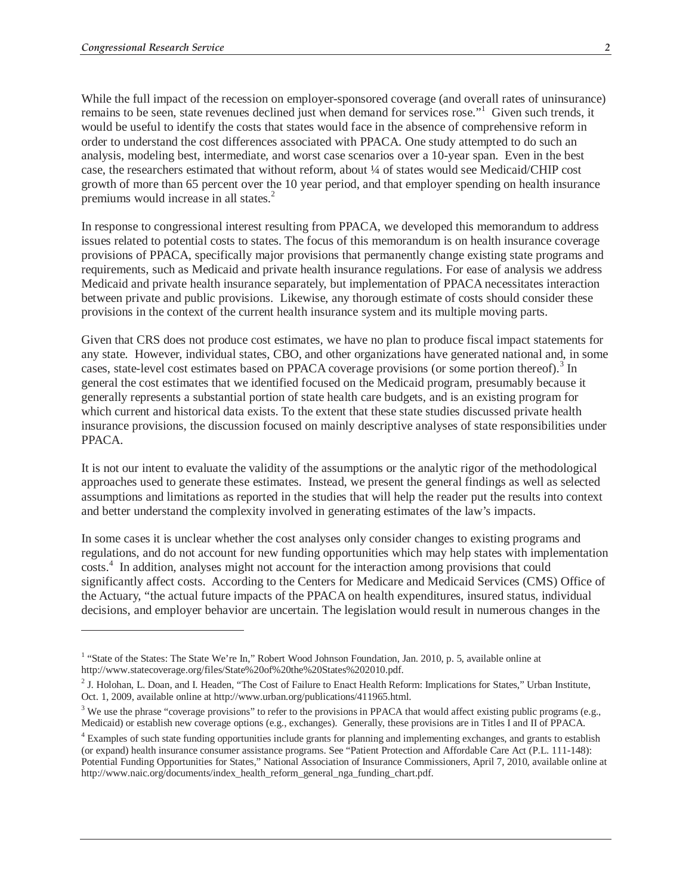While the full impact of the recession on employer-sponsored coverage (and overall rates of uninsurance) remains to be seen, state revenues declined just when demand for services rose."[1] Given such trends, it would be useful to identify the costs that states would face in the absence of comprehensive reform in order to understand the cost differences associated with PPACA. One study attempted to do such an analysis, modeling best, intermediate, and worst case scenarios over a 10-year span. Even in the best case, the researchers estimated that without reform, about ¼ of states would see Medicaid/CHIP cost growth of more than 65 percent over the 10 year period, and that employer spending on health insurance premiums would increase in all states.[2]

In response to congressional interest resulting from PPACA, we developed this memorandum to address issues related to potential costs to states. The focus of this memorandum is on health insurance coverage provisions of PPACA, specifically major provisions that permanently change existing state programs and requirements, such as Medicaid and private health insurance regulations. For ease of analysis we address Medicaid and private health insurance separately, but implementation of PPACA necessitates interaction between private and public provisions. Likewise, any thorough estimate of costs should consider these provisions in the context of the current health insurance system and its multiple moving parts.

Given that CRS does not produce cost estimates, we have no plan to produce fiscal impact statements for any state. However, individual states, CBO, and other organizations have generated national and, in some cases, state-level cost estimates based on PPACA coverage provisions (or some portion thereof).[3] In general the cost estimates that we identified focused on the Medicaid program, presumably because it generally represents a substantial portion of state health care budgets, and is an existing program for which current and historical data exists. To the extent that these state studies discussed private health insurance provisions, the discussion focused on mainly descriptive analyses of state responsibilities under PPACA.

It is not our intent to evaluate the validity of the assumptions or the analytic rigor of the methodological approaches used to generate these estimates. Instead, we present the general findings as well as selected assumptions and limitations as reported in the studies that will help the reader put the results into context and better understand the complexity involved in generating estimates of the law's impacts.

In some cases it is unclear whether the cost analyses only consider changes to existing programs and regulations, and do not account for new funding opportunities which may help states with implementation costs.[4] In addition, analyses might not account for the interaction among provisions that could significantly affect costs. According to the Centers for Medicare and Medicaid Services (CMS) Office of the Actuary, "the actual future impacts of the PPACA on health expenditures, insured status, individual decisions, and employer behavior are uncertain. The legislation would result in numerous changes in the

---

[1] "State of the States: The State We're In," Robert Wood Johnson Foundation, Jan. 2010, p. 5, available online at http://www.statecoverage.org/files/State%20of%20the%20States%202010.pdf.

[2] J. Holohan, L. Doan, and I. Headen, "The Cost of Failure to Enact Health Reform: Implications for States," Urban Institute, Oct. 1, 2009, available online at http://www.urban.org/publications/411965.html.

[3] We use the phrase "coverage provisions" to refer to the provisions in PPACA that would affect existing public programs (e.g., Medicaid) or establish new coverage options (e.g., exchanges). Generally, these provisions are in Titles I and II of PPACA.

[4] Examples of such state funding opportunities include grants for planning and implementing exchanges, and grants to establish (or expand) health insurance consumer assistance programs. See "Patient Protection and Affordable Care Act (P.L. 111-148): Potential Funding Opportunities for States," National Association of Insurance Commissioners, April 7, 2010, available online at http://www.naic.org/documents/index_health_reform_general_nga_funding_chart.pdf.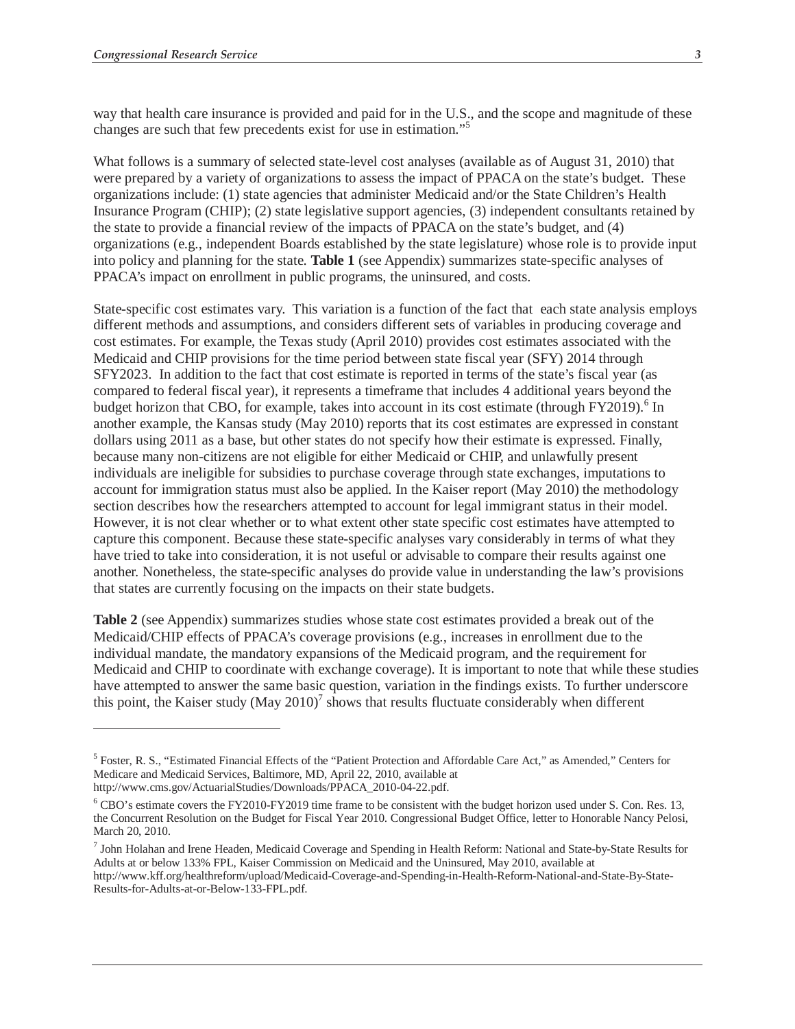way that health care insurance is provided and paid for in the U.S., and the scope and magnitude of these changes are such that few precedents exist for use in estimation."[5]

What follows is a summary of selected state-level cost analyses (available as of August 31, 2010) that were prepared by a variety of organizations to assess the impact of PPACA on the state's budget. These organizations include: (1) state agencies that administer Medicaid and/or the State Children's Health Insurance Program (CHIP); (2) state legislative support agencies, (3) independent consultants retained by the state to provide a financial review of the impacts of PPACA on the state's budget, and (4) organizations (e.g., independent Boards established by the state legislature) whose role is to provide input into policy and planning for the state. **Table 1** (see Appendix) summarizes state-specific analyses of PPACA's impact on enrollment in public programs, the uninsured, and costs.

State-specific cost estimates vary. This variation is a function of the fact that each state analysis employs different methods and assumptions, and considers different sets of variables in producing coverage and cost estimates. For example, the Texas study (April 2010) provides cost estimates associated with the Medicaid and CHIP provisions for the time period between state fiscal year (SFY) 2014 through SFY2023. In addition to the fact that cost estimate is reported in terms of the state's fiscal year (as compared to federal fiscal year), it represents a timeframe that includes 4 additional years beyond the budget horizon that CBO, for example, takes into account in its cost estimate (through FY2019).[6] In another example, the Kansas study (May 2010) reports that its cost estimates are expressed in constant dollars using 2011 as a base, but other states do not specify how their estimate is expressed. Finally, because many non-citizens are not eligible for either Medicaid or CHIP, and unlawfully present individuals are ineligible for subsidies to purchase coverage through state exchanges, imputations to account for immigration status must also be applied. In the Kaiser report (May 2010) the methodology section describes how the researchers attempted to account for legal immigrant status in their model. However, it is not clear whether or to what extent other state specific cost estimates have attempted to capture this component. Because these state-specific analyses vary considerably in terms of what they have tried to take into consideration, it is not useful or advisable to compare their results against one another. Nonetheless, the state-specific analyses do provide value in understanding the law's provisions that states are currently focusing on the impacts on their state budgets.

**Table 2** (see Appendix) summarizes studies whose state cost estimates provided a break out of the Medicaid/CHIP effects of PPACA's coverage provisions (e.g., increases in enrollment due to the individual mandate, the mandatory expansions of the Medicaid program, and the requirement for Medicaid and CHIP to coordinate with exchange coverage). It is important to note that while these studies have attempted to answer the same basic question, variation in the findings exists. To further underscore this point, the Kaiser study (May 2010)[7] shows that results fluctuate considerably when different

---

[5] Foster, R. S., "Estimated Financial Effects of the "Patient Protection and Affordable Care Act," as Amended," Centers for Medicare and Medicaid Services, Baltimore, MD, April 22, 2010, available at http://www.cms.gov/ActuarialStudies/Downloads/PPACA_2010-04-22.pdf.

[6] CBO's estimate covers the FY2010-FY2019 time frame to be consistent with the budget horizon used under S. Con. Res. 13, the Concurrent Resolution on the Budget for Fiscal Year 2010. Congressional Budget Office, letter to Honorable Nancy Pelosi, March 20, 2010.

[7] John Holahan and Irene Headen, Medicaid Coverage and Spending in Health Reform: National and State-by-State Results for Adults at or below 133% FPL, Kaiser Commission on Medicaid and the Uninsured, May 2010, available at http://www.kff.org/healthreform/upload/Medicaid-Coverage-and-Spending-in-Health-Reform-National-and-State-By-State-Results-for-Adults-at-or-Below-133-FPL.pdf.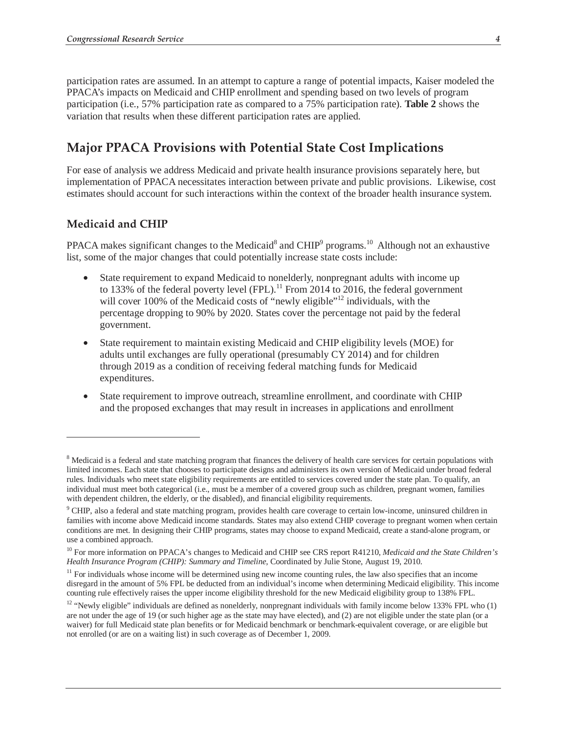participation rates are assumed. In an attempt to capture a range of potential impacts, Kaiser modeled the PPACA's impacts on Medicaid and CHIP enrollment and spending based on two levels of program participation (i.e., 57% participation rate as compared to a 75% participation rate). **Table 2** shows the variation that results when these different participation rates are applied.

## Major PPACA Provisions with Potential State Cost Implications

For ease of analysis we address Medicaid and private health insurance provisions separately here, but implementation of PPACA necessitates interaction between private and public provisions. Likewise, cost estimates should account for such interactions within the context of the broader health insurance system.

### Medicaid and CHIP

PPACA makes significant changes to the Medicaid[8] and CHIP[9] programs.[10] Although not an exhaustive list, some of the major changes that could potentially increase state costs include:

- State requirement to expand Medicaid to nonelderly, nonpregnant adults with income up to 133% of the federal poverty level (FPL).[11] From 2014 to 2016, the federal government will cover 100% of the Medicaid costs of "newly eligible"[12] individuals, with the percentage dropping to 90% by 2020. States cover the percentage not paid by the federal government.
- State requirement to maintain existing Medicaid and CHIP eligibility levels (MOE) for adults until exchanges are fully operational (presumably CY 2014) and for children through 2019 as a condition of receiving federal matching funds for Medicaid expenditures.
- State requirement to improve outreach, streamline enrollment, and coordinate with CHIP and the proposed exchanges that may result in increases in applications and enrollment

---

[8] Medicaid is a federal and state matching program that finances the delivery of health care services for certain populations with limited incomes. Each state that chooses to participate designs and administers its own version of Medicaid under broad federal rules. Individuals who meet state eligibility requirements are entitled to services covered under the state plan. To qualify, an individual must meet both categorical (i.e., must be a member of a covered group such as children, pregnant women, families with dependent children, the elderly, or the disabled), and financial eligibility requirements.

[9] CHIP, also a federal and state matching program, provides health care coverage to certain low-income, uninsured children in families with income above Medicaid income standards. States may also extend CHIP coverage to pregnant women when certain conditions are met. In designing their CHIP programs, states may choose to expand Medicaid, create a stand-alone program, or use a combined approach.

[10] For more information on PPACA's changes to Medicaid and CHIP see CRS report R41210, *Medicaid and the State Children's Health Insurance Program (CHIP): Summary and Timeline*, Coordinated by Julie Stone, August 19, 2010.

[11] For individuals whose income will be determined using new income counting rules, the law also specifies that an income disregard in the amount of 5% FPL be deducted from an individual's income when determining Medicaid eligibility. This income counting rule effectively raises the upper income eligibility threshold for the new Medicaid eligibility group to 138% FPL.

[12] "Newly eligible" individuals are defined as nonelderly, nonpregnant individuals with family income below 133% FPL who (1) are not under the age of 19 (or such higher age as the state may have elected), and (2) are not eligible under the state plan (or a waiver) for full Medicaid state plan benefits or for Medicaid benchmark or benchmark-equivalent coverage, or are eligible but not enrolled (or are on a waiting list) in such coverage as of December 1, 2009.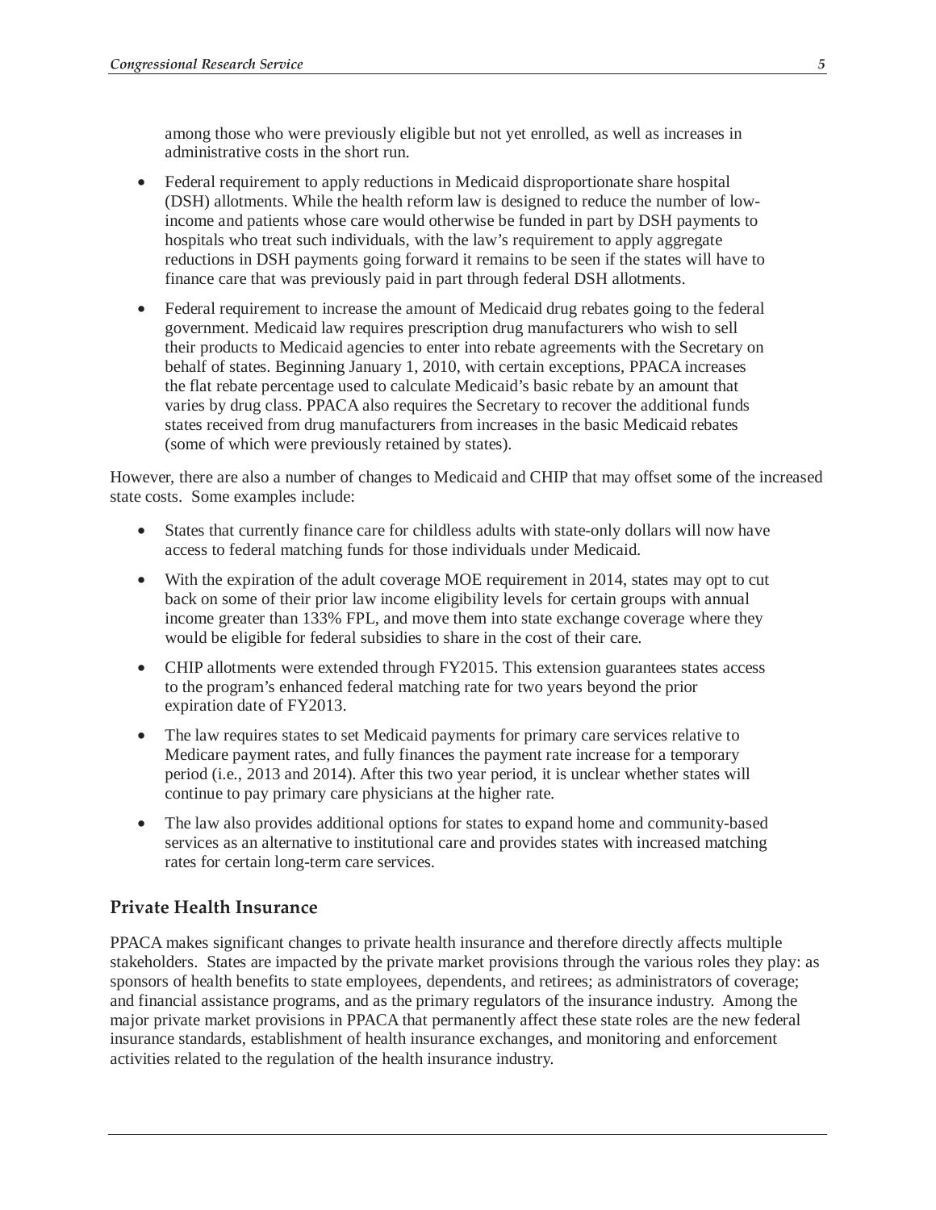among those who were previously eligible but not yet enrolled, as well as increases in administrative costs in the short run.

- Federal requirement to apply reductions in Medicaid disproportionate share hospital (DSH) allotments. While the health reform law is designed to reduce the number of low-income and patients whose care would otherwise be funded in part by DSH payments to hospitals who treat such individuals, with the law's requirement to apply aggregate reductions in DSH payments going forward it remains to be seen if the states will have to finance care that was previously paid in part through federal DSH allotments.

- Federal requirement to increase the amount of Medicaid drug rebates going to the federal government. Medicaid law requires prescription drug manufacturers who wish to sell their products to Medicaid agencies to enter into rebate agreements with the Secretary on behalf of states. Beginning January 1, 2010, with certain exceptions, PPACA increases the flat rebate percentage used to calculate Medicaid's basic rebate by an amount that varies by drug class. PPACA also requires the Secretary to recover the additional funds states received from drug manufacturers from increases in the basic Medicaid rebates (some of which were previously retained by states).

However, there are also a number of changes to Medicaid and CHIP that may offset some of the increased state costs. Some examples include:

- States that currently finance care for childless adults with state-only dollars will now have access to federal matching funds for those individuals under Medicaid.

- With the expiration of the adult coverage MOE requirement in 2014, states may opt to cut back on some of their prior law income eligibility levels for certain groups with annual income greater than 133% FPL, and move them into state exchange coverage where they would be eligible for federal subsidies to share in the cost of their care.

- CHIP allotments were extended through FY2015. This extension guarantees states access to the program's enhanced federal matching rate for two years beyond the prior expiration date of FY2013.

- The law requires states to set Medicaid payments for primary care services relative to Medicare payment rates, and fully finances the payment rate increase for a temporary period (i.e., 2013 and 2014). After this two year period, it is unclear whether states will continue to pay primary care physicians at the higher rate.

- The law also provides additional options for states to expand home and community-based services as an alternative to institutional care and provides states with increased matching rates for certain long-term care services.

## Private Health Insurance

PPACA makes significant changes to private health insurance and therefore directly affects multiple stakeholders. States are impacted by the private market provisions through the various roles they play: as sponsors of health benefits to state employees, dependents, and retirees; as administrators of coverage; and financial assistance programs, and as the primary regulators of the insurance industry. Among the major private market provisions in PPACA that permanently affect these state roles are the new federal insurance standards, establishment of health insurance exchanges, and monitoring and enforcement activities related to the regulation of the health insurance industry.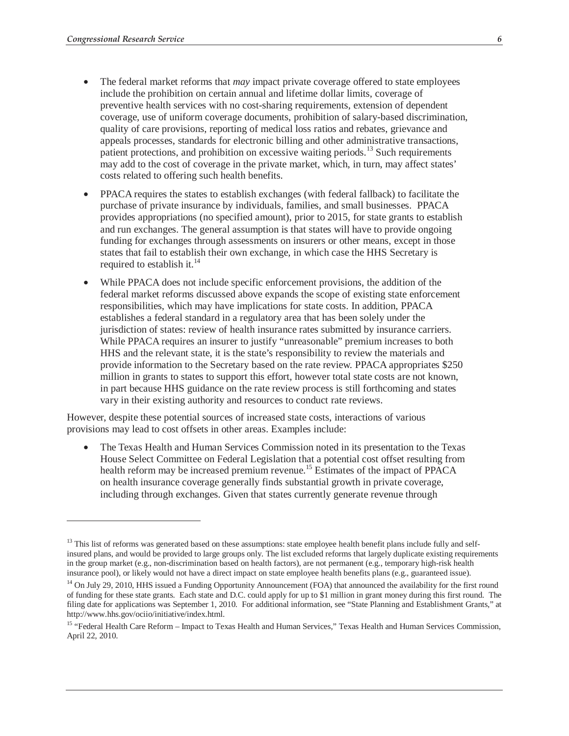- The federal market reforms that *may* impact private coverage offered to state employees include the prohibition on certain annual and lifetime dollar limits, coverage of preventive health services with no cost-sharing requirements, extension of dependent coverage, use of uniform coverage documents, prohibition of salary-based discrimination, quality of care provisions, reporting of medical loss ratios and rebates, grievance and appeals processes, standards for electronic billing and other administrative transactions, patient protections, and prohibition on excessive waiting periods.[13] Such requirements may add to the cost of coverage in the private market, which, in turn, may affect states' costs related to offering such health benefits.
- PPACA requires the states to establish exchanges (with federal fallback) to facilitate the purchase of private insurance by individuals, families, and small businesses. PPACA provides appropriations (no specified amount), prior to 2015, for state grants to establish and run exchanges. The general assumption is that states will have to provide ongoing funding for exchanges through assessments on insurers or other means, except in those states that fail to establish their own exchange, in which case the HHS Secretary is required to establish it.[14]
- While PPACA does not include specific enforcement provisions, the addition of the federal market reforms discussed above expands the scope of existing state enforcement responsibilities, which may have implications for state costs. In addition, PPACA establishes a federal standard in a regulatory area that has been solely under the jurisdiction of states: review of health insurance rates submitted by insurance carriers. While PPACA requires an insurer to justify "unreasonable" premium increases to both HHS and the relevant state, it is the state's responsibility to review the materials and provide information to the Secretary based on the rate review. PPACA appropriates $250 million in grants to states to support this effort, however total state costs are not known, in part because HHS guidance on the rate review process is still forthcoming and states vary in their existing authority and resources to conduct rate reviews.

However, despite these potential sources of increased state costs, interactions of various provisions may lead to cost offsets in other areas. Examples include:

- The Texas Health and Human Services Commission noted in its presentation to the Texas House Select Committee on Federal Legislation that a potential cost offset resulting from health reform may be increased premium revenue.[15] Estimates of the impact of PPACA on health insurance coverage generally finds substantial growth in private coverage, including through exchanges. Given that states currently generate revenue through

---

[13] This list of reforms was generated based on these assumptions: state employee health benefit plans include fully and self-insured plans, and would be provided to large groups only. The list excluded reforms that largely duplicate existing requirements in the group market (e.g., non-discrimination based on health factors), are not permanent (e.g., temporary high-risk health insurance pool), or likely would not have a direct impact on state employee health benefits plans (e.g., guaranteed issue).

[14] On July 29, 2010, HHS issued a Funding Opportunity Announcement (FOA) that announced the availability for the first round of funding for these state grants. Each state and D.C. could apply for up to $1 million in grant money during this first round. The filing date for applications was September 1, 2010. For additional information, see "State Planning and Establishment Grants," at http://www.hhs.gov/ociio/initiative/index.html.

[15] "Federal Health Care Reform – Impact to Texas Health and Human Services," Texas Health and Human Services Commission, April 22, 2010.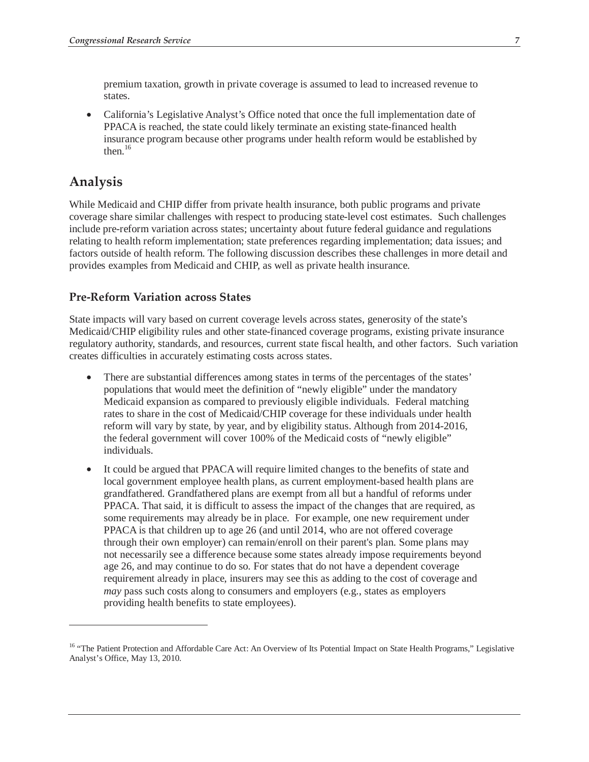premium taxation, growth in private coverage is assumed to lead to increased revenue to states.

- California's Legislative Analyst's Office noted that once the full implementation date of PPACA is reached, the state could likely terminate an existing state-financed health insurance program because other programs under health reform would be established by then.[16]

## Analysis

While Medicaid and CHIP differ from private health insurance, both public programs and private coverage share similar challenges with respect to producing state-level cost estimates. Such challenges include pre-reform variation across states; uncertainty about future federal guidance and regulations relating to health reform implementation; state preferences regarding implementation; data issues; and factors outside of health reform. The following discussion describes these challenges in more detail and provides examples from Medicaid and CHIP, as well as private health insurance.

### Pre-Reform Variation across States

State impacts will vary based on current coverage levels across states, generosity of the state's Medicaid/CHIP eligibility rules and other state-financed coverage programs, existing private insurance regulatory authority, standards, and resources, current state fiscal health, and other factors. Such variation creates difficulties in accurately estimating costs across states.

- There are substantial differences among states in terms of the percentages of the states' populations that would meet the definition of "newly eligible" under the mandatory Medicaid expansion as compared to previously eligible individuals. Federal matching rates to share in the cost of Medicaid/CHIP coverage for these individuals under health reform will vary by state, by year, and by eligibility status. Although from 2014-2016, the federal government will cover 100% of the Medicaid costs of "newly eligible" individuals.
- It could be argued that PPACA will require limited changes to the benefits of state and local government employee health plans, as current employment-based health plans are grandfathered. Grandfathered plans are exempt from all but a handful of reforms under PPACA. That said, it is difficult to assess the impact of the changes that are required, as some requirements may already be in place. For example, one new requirement under PPACA is that children up to age 26 (and until 2014, who are not offered coverage through their own employer) can remain/enroll on their parent's plan. Some plans may not necessarily see a difference because some states already impose requirements beyond age 26, and may continue to do so. For states that do not have a dependent coverage requirement already in place, insurers may see this as adding to the cost of coverage and *may* pass such costs along to consumers and employers (e.g., states as employers providing health benefits to state employees).

---

[16] "The Patient Protection and Affordable Care Act: An Overview of Its Potential Impact on State Health Programs," Legislative Analyst's Office, May 13, 2010.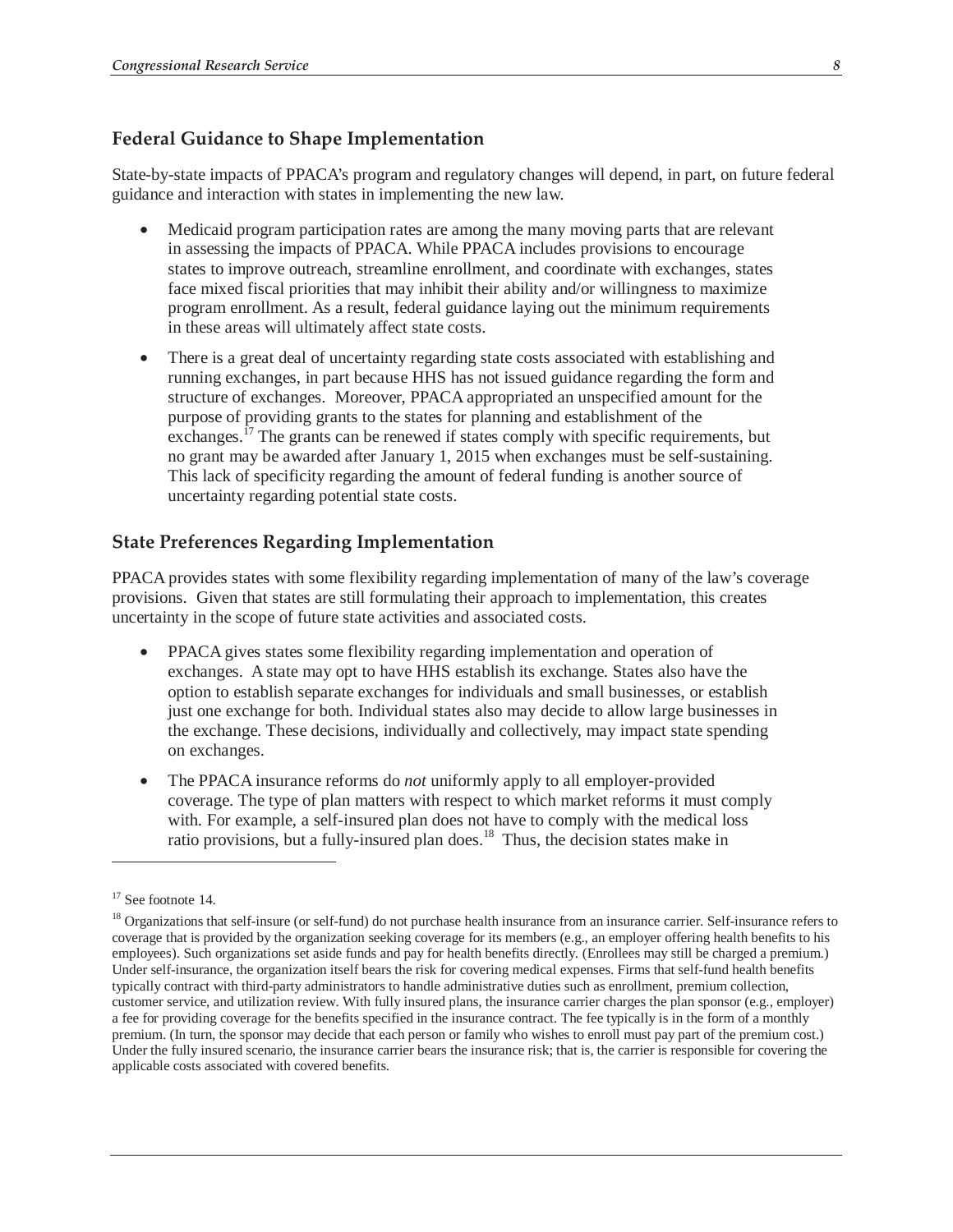### Federal Guidance to Shape Implementation

State-by-state impacts of PPACA's program and regulatory changes will depend, in part, on future federal guidance and interaction with states in implementing the new law.

- Medicaid program participation rates are among the many moving parts that are relevant in assessing the impacts of PPACA. While PPACA includes provisions to encourage states to improve outreach, streamline enrollment, and coordinate with exchanges, states face mixed fiscal priorities that may inhibit their ability and/or willingness to maximize program enrollment. As a result, federal guidance laying out the minimum requirements in these areas will ultimately affect state costs.
- There is a great deal of uncertainty regarding state costs associated with establishing and running exchanges, in part because HHS has not issued guidance regarding the form and structure of exchanges. Moreover, PPACA appropriated an unspecified amount for the purpose of providing grants to the states for planning and establishment of the exchanges.[17] The grants can be renewed if states comply with specific requirements, but no grant may be awarded after January 1, 2015 when exchanges must be self-sustaining. This lack of specificity regarding the amount of federal funding is another source of uncertainty regarding potential state costs.

### State Preferences Regarding Implementation

PPACA provides states with some flexibility regarding implementation of many of the law's coverage provisions. Given that states are still formulating their approach to implementation, this creates uncertainty in the scope of future state activities and associated costs.

- PPACA gives states some flexibility regarding implementation and operation of exchanges. A state may opt to have HHS establish its exchange. States also have the option to establish separate exchanges for individuals and small businesses, or establish just one exchange for both. Individual states also may decide to allow large businesses in the exchange. These decisions, individually and collectively, may impact state spending on exchanges.
- The PPACA insurance reforms do *not* uniformly apply to all employer-provided coverage. The type of plan matters with respect to which market reforms it must comply with. For example, a self-insured plan does not have to comply with the medical loss ratio provisions, but a fully-insured plan does.[18] Thus, the decision states make in

---

[17] See footnote 14.

[18] Organizations that self-insure (or self-fund) do not purchase health insurance from an insurance carrier. Self-insurance refers to coverage that is provided by the organization seeking coverage for its members (e.g., an employer offering health benefits to his employees). Such organizations set aside funds and pay for health benefits directly. (Enrollees may still be charged a premium.) Under self-insurance, the organization itself bears the risk for covering medical expenses. Firms that self-fund health benefits typically contract with third-party administrators to handle administrative duties such as enrollment, premium collection, customer service, and utilization review. With fully insured plans, the insurance carrier charges the plan sponsor (e.g., employer) a fee for providing coverage for the benefits specified in the insurance contract. The fee typically is in the form of a monthly premium. (In turn, the sponsor may decide that each person or family who wishes to enroll must pay part of the premium cost.) Under the fully insured scenario, the insurance carrier bears the insurance risk; that is, the carrier is responsible for covering the applicable costs associated with covered benefits.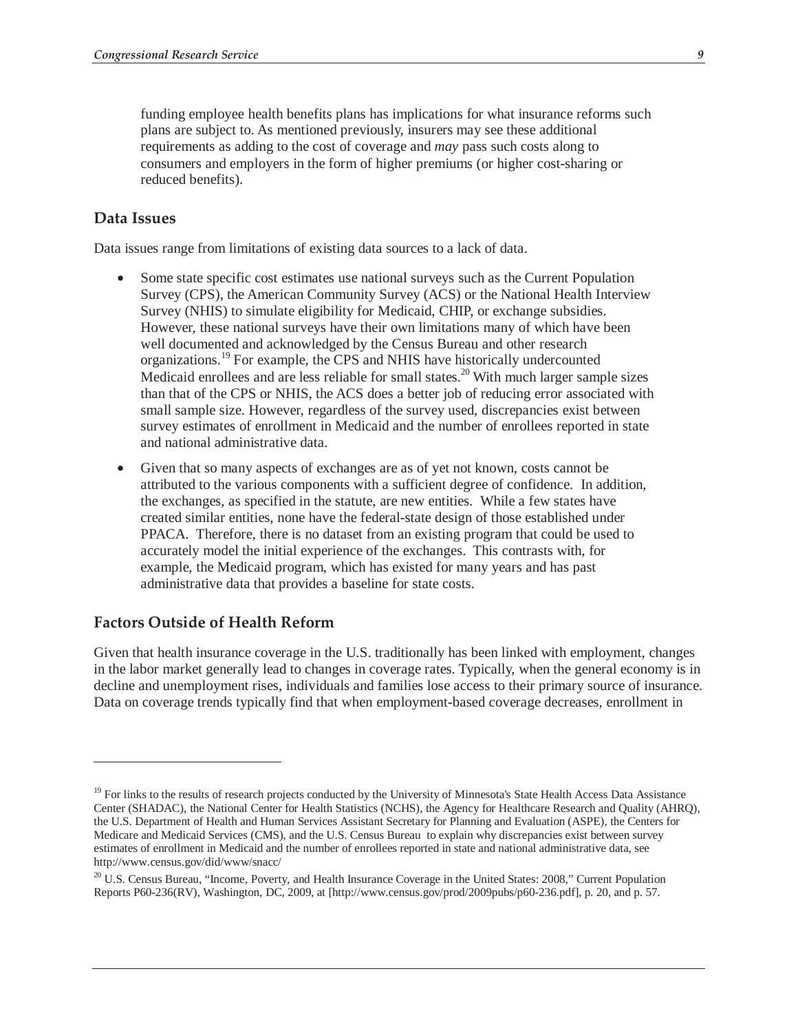funding employee health benefits plans has implications for what insurance reforms such plans are subject to. As mentioned previously, insurers may see these additional requirements as adding to the cost of coverage and *may* pass such costs along to consumers and employers in the form of higher premiums (or higher cost-sharing or reduced benefits).

### Data Issues

Data issues range from limitations of existing data sources to a lack of data.

- Some state specific cost estimates use national surveys such as the Current Population Survey (CPS), the American Community Survey (ACS) or the National Health Interview Survey (NHIS) to simulate eligibility for Medicaid, CHIP, or exchange subsidies. However, these national surveys have their own limitations many of which have been well documented and acknowledged by the Census Bureau and other research organizations.[19] For example, the CPS and NHIS have historically undercounted Medicaid enrollees and are less reliable for small states.[20] With much larger sample sizes than that of the CPS or NHIS, the ACS does a better job of reducing error associated with small sample size. However, regardless of the survey used, discrepancies exist between survey estimates of enrollment in Medicaid and the number of enrollees reported in state and national administrative data.
- Given that so many aspects of exchanges are as of yet not known, costs cannot be attributed to the various components with a sufficient degree of confidence. In addition, the exchanges, as specified in the statute, are new entities. While a few states have created similar entities, none have the federal-state design of those established under PPACA. Therefore, there is no dataset from an existing program that could be used to accurately model the initial experience of the exchanges. This contrasts with, for example, the Medicaid program, which has existed for many years and has past administrative data that provides a baseline for state costs.

### Factors Outside of Health Reform

Given that health insurance coverage in the U.S. traditionally has been linked with employment, changes in the labor market generally lead to changes in coverage rates. Typically, when the general economy is in decline and unemployment rises, individuals and families lose access to their primary source of insurance. Data on coverage trends typically find that when employment-based coverage decreases, enrollment in

---

[19] For links to the results of research projects conducted by the University of Minnesota's State Health Access Data Assistance Center (SHADAC), the National Center for Health Statistics (NCHS), the Agency for Healthcare Research and Quality (AHRQ), the U.S. Department of Health and Human Services Assistant Secretary for Planning and Evaluation (ASPE), the Centers for Medicare and Medicaid Services (CMS), and the U.S. Census Bureau to explain why discrepancies exist between survey estimates of enrollment in Medicaid and the number of enrollees reported in state and national administrative data, see http://www.census.gov/did/www/snacc/

[20] U.S. Census Bureau, "Income, Poverty, and Health Insurance Coverage in the United States: 2008," Current Population Reports P60-236(RV), Washington, DC, 2009, at [http://www.census.gov/prod/2009pubs/p60-236.pdf], p. 20, and p. 57.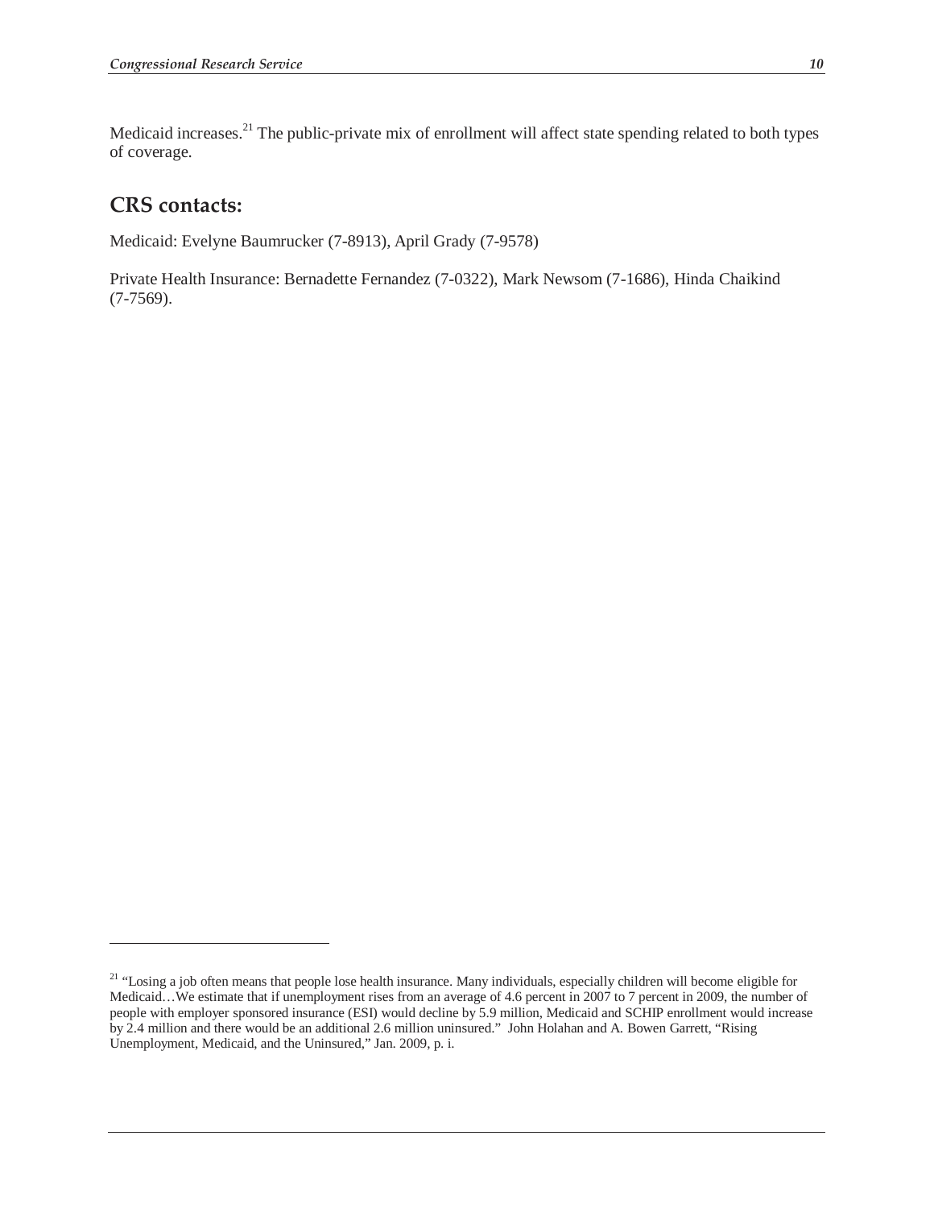Medicaid increases.[21] The public-private mix of enrollment will affect state spending related to both types of coverage.

## CRS contacts:

Medicaid: Evelyne Baumrucker (7-8913), April Grady (7-9578)

Private Health Insurance: Bernadette Fernandez (7-0322), Mark Newsom (7-1686), Hinda Chaikind (7-7569).

---

[21] "Losing a job often means that people lose health insurance. Many individuals, especially children will become eligible for Medicaid…We estimate that if unemployment rises from an average of 4.6 percent in 2007 to 7 percent in 2009, the number of people with employer sponsored insurance (ESI) would decline by 5.9 million, Medicaid and SCHIP enrollment would increase by 2.4 million and there would be an additional 2.6 million uninsured." John Holahan and A. Bowen Garrett, "Rising Unemployment, Medicaid, and the Uninsured," Jan. 2009, p. i.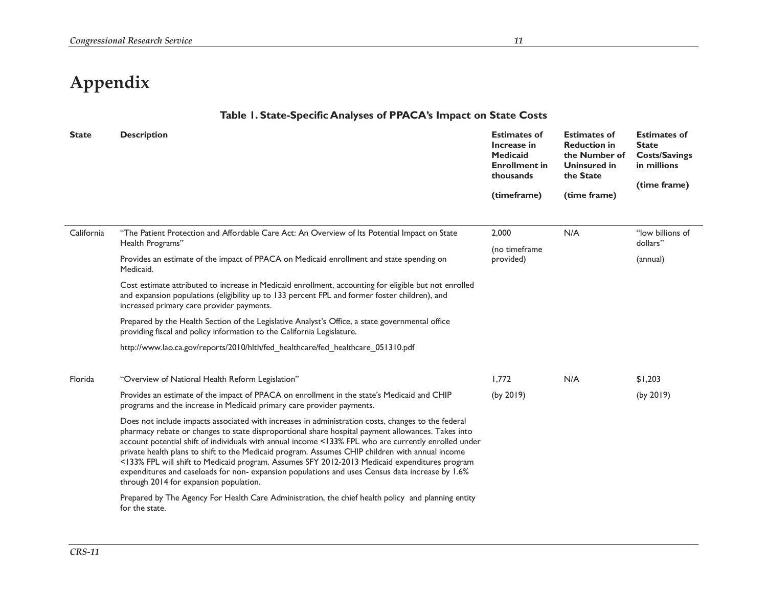# Appendix

**Table 1. State-Specific Analyses of PPACA's Impact on State Costs**

| State | Description | Estimates of Increase in Medicaid Enrollment in thousands (timeframe) | Estimates of Reduction in the Number of Uninsured in the State (time frame) | Estimates of State Costs/Savings in millions (time frame) |
|---|---|---|---|---|
| California | "The Patient Protection and Affordable Care Act: An Overview of Its Potential Impact on State Health Programs"<br><br>Provides an estimate of the impact of PPACA on Medicaid enrollment and state spending on Medicaid.<br><br>Cost estimate attributed to increase in Medicaid enrollment, accounting for eligible but not enrolled and expansion populations (eligibility up to 133 percent FPL and former foster children), and increased primary care provider payments.<br><br>Prepared by the Health Section of the Legislative Analyst's Office, a state governmental office providing fiscal and policy information to the California Legislature.<br><br>http://www.lao.ca.gov/reports/2010/hlth/fed_healthcare/fed_healthcare_051310.pdf | 2,000<br><br>(no timeframe provided) | N/A | "low billions of dollars"<br><br>(annual) |
| Florida | "Overview of National Health Reform Legislation"<br><br>Provides an estimate of the impact of PPACA on enrollment in the state's Medicaid and CHIP programs and the increase in Medicaid primary care provider payments.<br><br>Does not include impacts associated with increases in administration costs, changes to the federal pharmacy rebate or changes to state disproportional share hospital payment allowances. Takes into account potential shift of individuals with annual income <133% FPL who are currently enrolled under private health plans to shift to the Medicaid program. Assumes CHIP children with annual income <133% FPL will shift to Medicaid program. Assumes SFY 2012-2013 Medicaid expenditures program expenditures and caseloads for non- expansion populations and uses Census data increase by 1.6% through 2014 for expansion population.<br><br>Prepared by The Agency For Health Care Administration, the chief health policy and planning entity for the state. | 1,772<br><br>(by 2019) | N/A | $1,203<br><br>(by 2019) |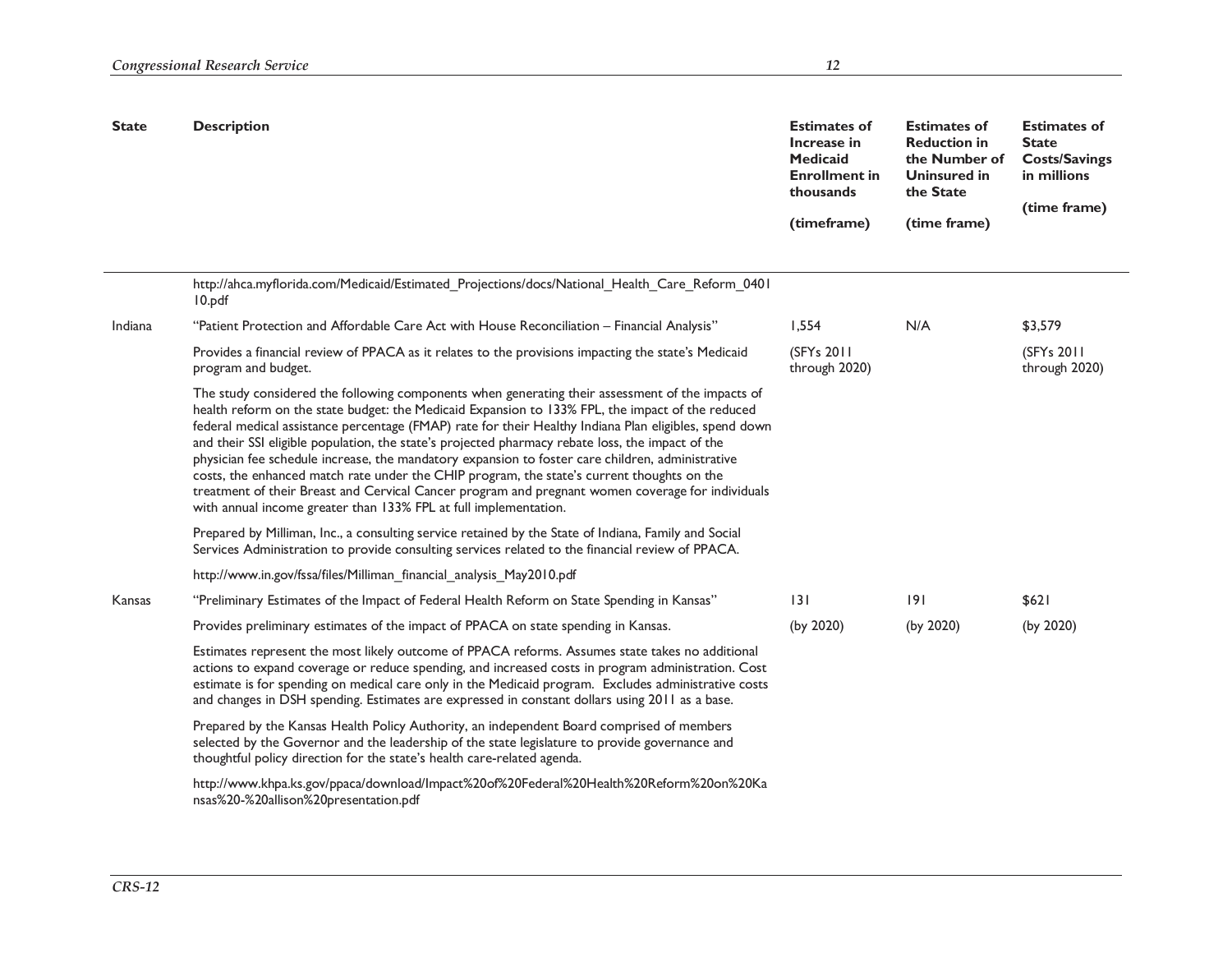| State | Description | Estimates of Increase in Medicaid Enrollment in thousands (timeframe) | Estimates of Reduction in the Number of Uninsured in the State (time frame) | Estimates of State Costs/Savings in millions (time frame) |
|---|---|---|---|---|
| | http://ahca.myflorida.com/Medicaid/Estimated_Projections/docs/National_Health_Care_Reform_040110.pdf | | | |
| Indiana | "Patient Protection and Affordable Care Act with House Reconciliation – Financial Analysis" | 1,554 | N/A | $3,579 |
| | Provides a financial review of PPACA as it relates to the provisions impacting the state's Medicaid program and budget. | (SFYs 2011 through 2020) | | (SFYs 2011 through 2020) |
| | The study considered the following components when generating their assessment of the impacts of health reform on the state budget: the Medicaid Expansion to 133% FPL, the impact of the reduced federal medical assistance percentage (FMAP) rate for their Healthy Indiana Plan eligibles, spend down and their SSI eligible population, the state's projected pharmacy rebate loss, the impact of the physician fee schedule increase, the mandatory expansion to foster care children, administrative costs, the enhanced match rate under the CHIP program, the state's current thoughts on the treatment of their Breast and Cervical Cancer program and pregnant women coverage for individuals with annual income greater than 133% FPL at full implementation. | | | |
| | Prepared by Milliman, Inc., a consulting service retained by the State of Indiana, Family and Social Services Administration to provide consulting services related to the financial review of PPACA. | | | |
| | http://www.in.gov/fssa/files/Milliman_financial_analysis_May2010.pdf | | | |
| Kansas | "Preliminary Estimates of the Impact of Federal Health Reform on State Spending in Kansas" | 131 | 191 | $621 |
| | Provides preliminary estimates of the impact of PPACA on state spending in Kansas. | (by 2020) | (by 2020) | (by 2020) |
| | Estimates represent the most likely outcome of PPACA reforms. Assumes state takes no additional actions to expand coverage or reduce spending, and increased costs in program administration. Cost estimate is for spending on medical care only in the Medicaid program. Excludes administrative costs and changes in DSH spending. Estimates are expressed in constant dollars using 2011 as a base. | | | |
| | Prepared by the Kansas Health Policy Authority, an independent Board comprised of members selected by the Governor and the leadership of the state legislature to provide governance and thoughtful policy direction for the state's health care-related agenda. | | | |
| | http://www.khpa.ks.gov/ppaca/download/Impact%20of%20Federal%20Health%20Reform%20on%20Kansas%20-%20allison%20presentation.pdf | | | |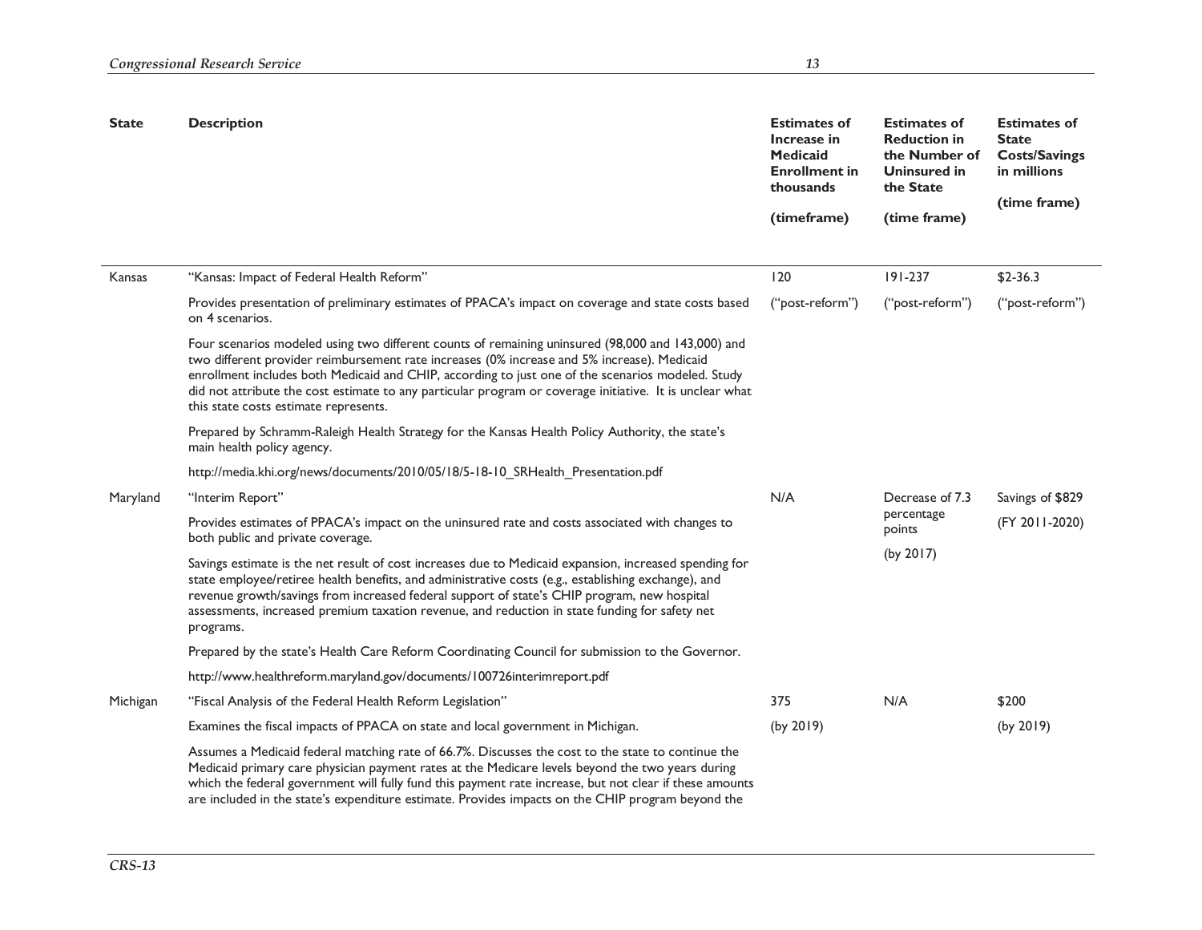| State | Description | Estimates of Increase in Medicaid Enrollment in thousands (timeframe) | Estimates of Reduction in the Number of Uninsured in the State (time frame) | Estimates of State Costs/Savings in millions (time frame) |
| --- | --- | --- | --- | --- |
| Kansas | "Kansas: Impact of Federal Health Reform"<br><br>Provides presentation of preliminary estimates of PPACA's impact on coverage and state costs based on 4 scenarios.<br><br>Four scenarios modeled using two different counts of remaining uninsured (98,000 and 143,000) and two different provider reimbursement rate increases (0% increase and 5% increase). Medicaid enrollment includes both Medicaid and CHIP, according to just one of the scenarios modeled. Study did not attribute the cost estimate to any particular program or coverage initiative. It is unclear what this state costs estimate represents.<br><br>Prepared by Schramm-Raleigh Health Strategy for the Kansas Health Policy Authority, the state's main health policy agency.<br><br>http://media.khi.org/news/documents/2010/05/18/5-18-10_SRHealth_Presentation.pdf | 120<br><br>("post-reform") | 191-237<br><br>("post-reform") | $2-36.3<br><br>("post-reform") |
| Maryland | "Interim Report"<br><br>Provides estimates of PPACA's impact on the uninsured rate and costs associated with changes to both public and private coverage.<br><br>Savings estimate is the net result of cost increases due to Medicaid expansion, increased spending for state employee/retiree health benefits, and administrative costs (e.g., establishing exchange), and revenue growth/savings from increased federal support of state's CHIP program, new hospital assessments, increased premium taxation revenue, and reduction in state funding for safety net programs.<br><br>Prepared by the state's Health Care Reform Coordinating Council for submission to the Governor.<br><br>http://www.healthreform.maryland.gov/documents/100726interimreport.pdf | N/A | Decrease of 7.3 percentage points<br><br>(by 2017) | Savings of $829<br><br>(FY 2011-2020) |
| Michigan | "Fiscal Analysis of the Federal Health Reform Legislation"<br><br>Examines the fiscal impacts of PPACA on state and local government in Michigan.<br><br>Assumes a Medicaid federal matching rate of 66.7%. Discusses the cost to the state to continue the Medicaid primary care physician payment rates at the Medicare levels beyond the two years during which the federal government will fully fund this payment rate increase, but not clear if these amounts are included in the state's expenditure estimate. Provides impacts on the CHIP program beyond the | 375<br><br>(by 2019) | N/A | $200<br><br>(by 2019) |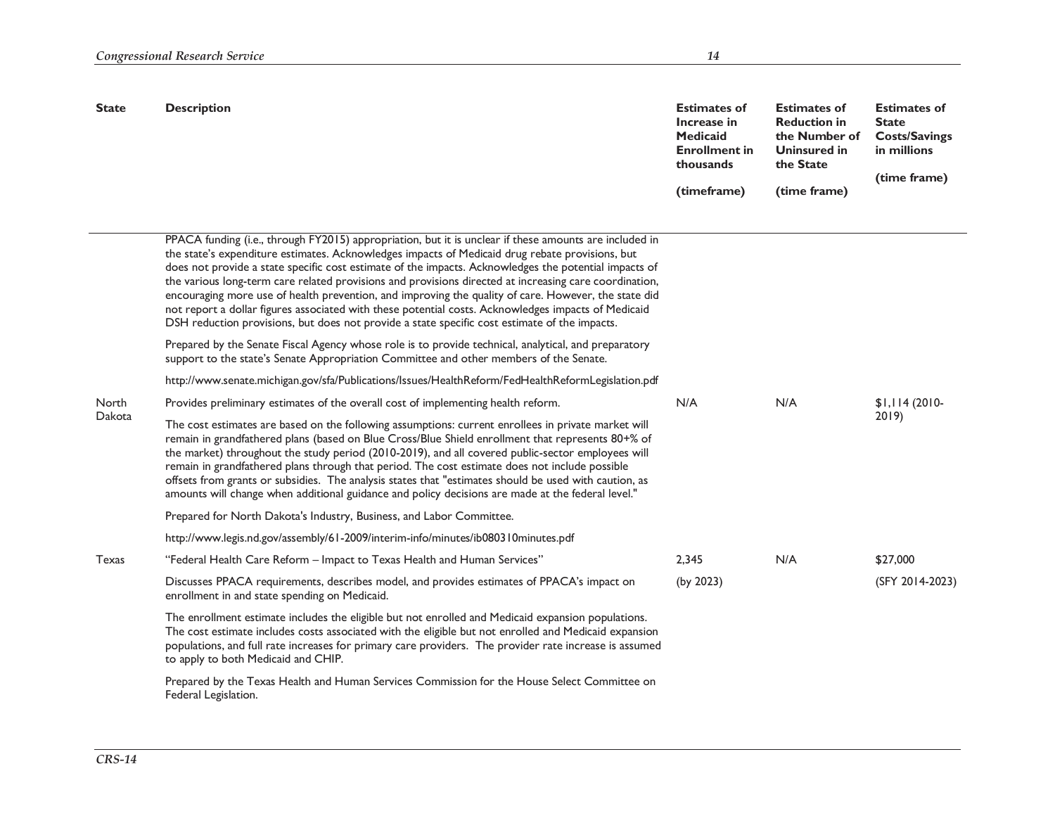| State | Description | Estimates of Increase in Medicaid Enrollment in thousands (timeframe) | Estimates of Reduction in the Number of Uninsured in the State (time frame) | Estimates of State Costs/Savings in millions (time frame) |
| --- | --- | --- | --- | --- |
| | PPACA funding (i.e., through FY2015) appropriation, but it is unclear if these amounts are included in the state's expenditure estimates. Acknowledges impacts of Medicaid drug rebate provisions, but does not provide a state specific cost estimate of the impacts. Acknowledges the potential impacts of the various long-term care related provisions and provisions directed at increasing care coordination, encouraging more use of health prevention, and improving the quality of care. However, the state did not report a dollar figures associated with these potential costs. Acknowledges impacts of Medicaid DSH reduction provisions, but does not provide a state specific cost estimate of the impacts.<br><br>Prepared by the Senate Fiscal Agency whose role is to provide technical, analytical, and preparatory support to the state's Senate Appropriation Committee and other members of the Senate.<br><br>http://www.senate.michigan.gov/sfa/Publications/Issues/HealthReform/FedHealthReformLegislation.pdf | | | |
| North Dakota | Provides preliminary estimates of the overall cost of implementing health reform.<br><br>The cost estimates are based on the following assumptions: current enrollees in private market will remain in grandfathered plans (based on Blue Cross/Blue Shield enrollment that represents 80+% of the market) throughout the study period (2010-2019), and all covered public-sector employees will remain in grandfathered plans through that period. The cost estimate does not include possible offsets from grants or subsidies. The analysis states that "estimates should be used with caution, as amounts will change when additional guidance and policy decisions are made at the federal level."<br><br>Prepared for North Dakota's Industry, Business, and Labor Committee.<br><br>http://www.legis.nd.gov/assembly/61-2009/interim-info/minutes/ib080310minutes.pdf | N/A | N/A | $1,114 (2010-2019) |
| Texas | "Federal Health Care Reform – Impact to Texas Health and Human Services"<br><br>Discusses PPACA requirements, describes model, and provides estimates of PPACA's impact on enrollment in and state spending on Medicaid.<br><br>The enrollment estimate includes the eligible but not enrolled and Medicaid expansion populations. The cost estimate includes costs associated with the eligible but not enrolled and Medicaid expansion populations, and full rate increases for primary care providers. The provider rate increase is assumed to apply to both Medicaid and CHIP.<br><br>Prepared by the Texas Health and Human Services Commission for the House Select Committee on Federal Legislation. | 2,345<br><br>(by 2023) | N/A | $27,000<br><br>(SFY 2014-2023) |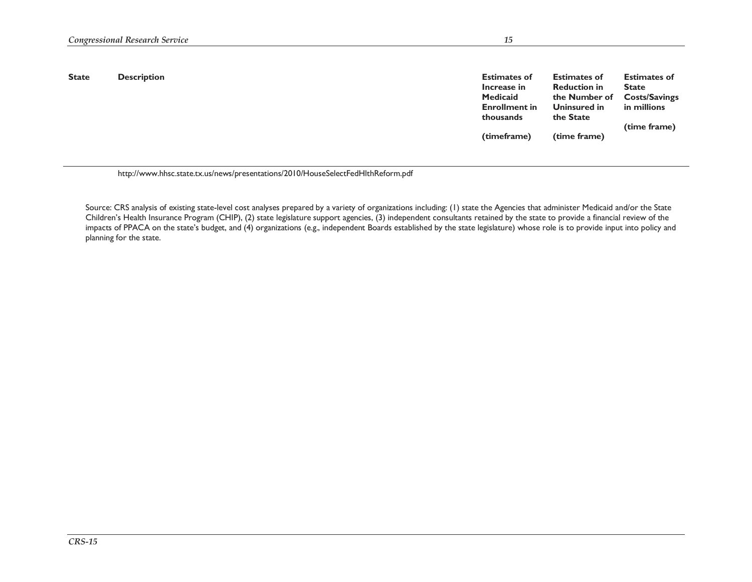| State | Description | Estimates of Increase in Medicaid Enrollment in thousands (timeframe) | Estimates of Reduction in the Number of Uninsured in the State (time frame) | Estimates of State Costs/Savings in millions (time frame) |
|---|---|---|---|---|
| | http://www.hhsc.state.tx.us/news/presentations/2010/HouseSelectFedHlthReform.pdf | | | |

Source: CRS analysis of existing state-level cost analyses prepared by a variety of organizations including: (1) state the Agencies that administer Medicaid and/or the State Children's Health Insurance Program (CHIP), (2) state legislature support agencies, (3) independent consultants retained by the state to provide a financial review of the impacts of PPACA on the state's budget, and (4) organizations (e.g., independent Boards established by the state legislature) whose role is to provide input into policy and planning for the state.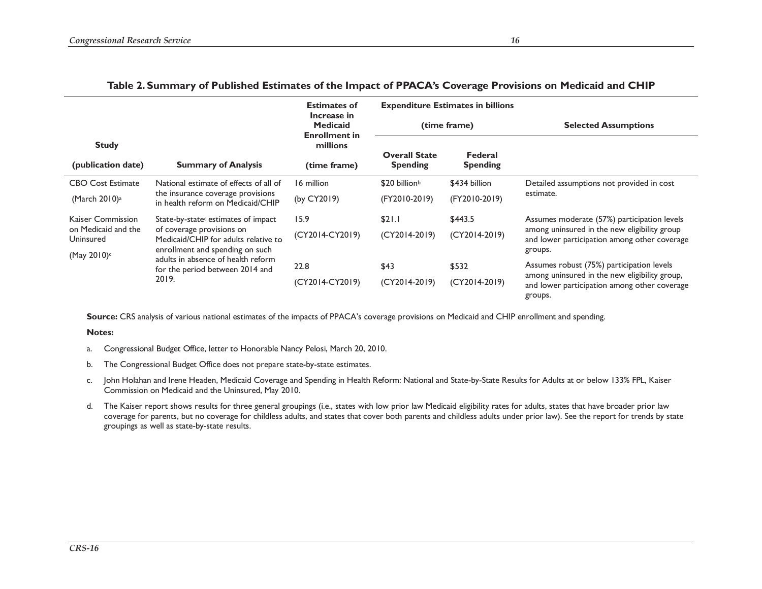**Table 2. Summary of Published Estimates of the Impact of PPACA's Coverage Provisions on Medicaid and CHIP**

| Study (publication date) | Summary of Analysis | Estimates of Increase in Medicaid Enrollment in millions (time frame) | Expenditure Estimates in billions (time frame) | | Selected Assumptions |
|---|---|---|---|---|---|
| | | | Overall State Spending | Federal Spending | |
| CBO Cost Estimate (March 2010)[a] | National estimate of effects of all of the insurance coverage provisions in health reform on Medicaid/CHIP | 16 million (by CY2019) | $20 billion[b] (FY2010-2019) | $434 billion (FY2010-2019) | Detailed assumptions not provided in cost estimate. |
| Kaiser Commission on Medicaid and the Uninsured (May 2010)[c] | State-by-state[c] estimates of impact of coverage provisions on Medicaid/CHIP for adults relative to enrollment and spending on such adults in absence of health reform for the period between 2014 and 2019. | 15.9 (CY2014-CY2019) | $21.1 (CY2014-2019) | $443.5 (CY2014-2019) | Assumes moderate (57%) participation levels among uninsured in the new eligibility group and lower participation among other coverage groups. |
| | | 22.8 (CY2014-CY2019) | $43 (CY2014-2019) | $532 (CY2014-2019) | Assumes robust (75%) participation levels among uninsured in the new eligibility group, and lower participation among other coverage groups. |

**Source:** CRS analysis of various national estimates of the impacts of PPACA's coverage provisions on Medicaid and CHIP enrollment and spending.

**Notes:**

a. Congressional Budget Office, letter to Honorable Nancy Pelosi, March 20, 2010.

b. The Congressional Budget Office does not prepare state-by-state estimates.

c. John Holahan and Irene Headen, Medicaid Coverage and Spending in Health Reform: National and State-by-State Results for Adults at or below 133% FPL, Kaiser Commission on Medicaid and the Uninsured, May 2010.

d. The Kaiser report shows results for three general groupings (i.e., states with low prior law Medicaid eligibility rates for adults, states that have broader prior law coverage for parents, but no coverage for childless adults, and states that cover both parents and childless adults under prior law). See the report for trends by state groupings as well as state-by-state results.